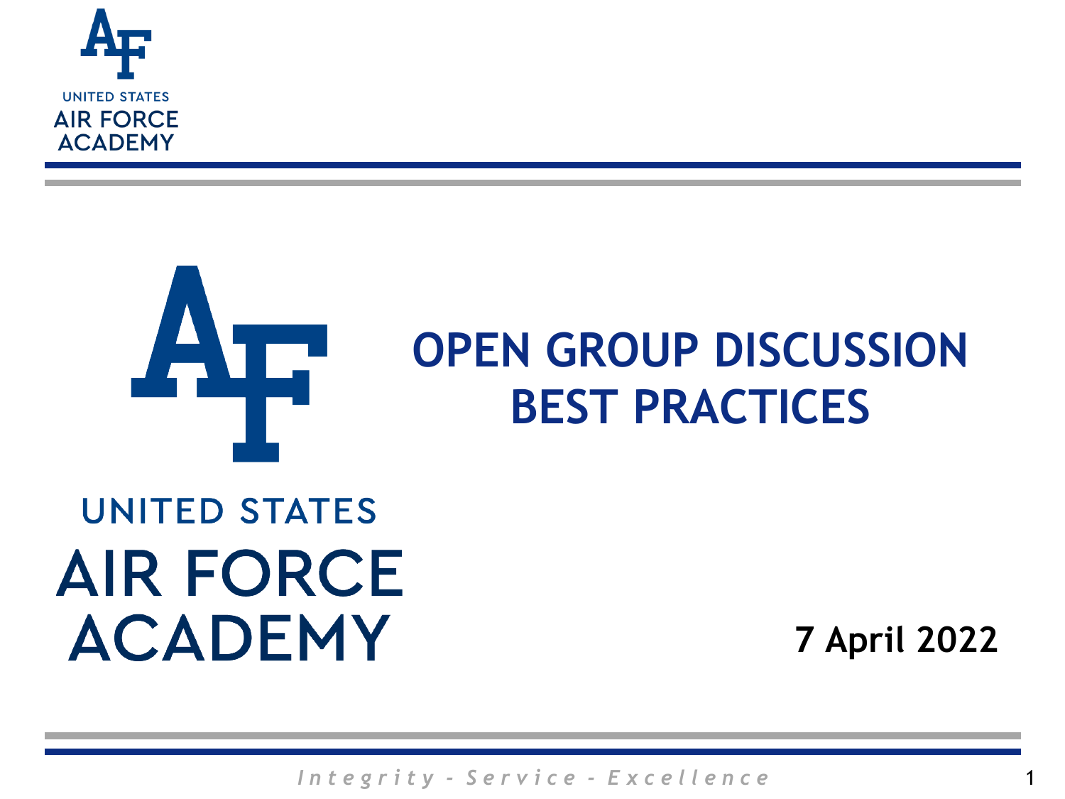# OPEN GROUP DISCUSSION BEST PRACTICES

UNITED STATES AIR FORCE ACADEMY

**7 April 2022**

*Integrity - Service - Excellence*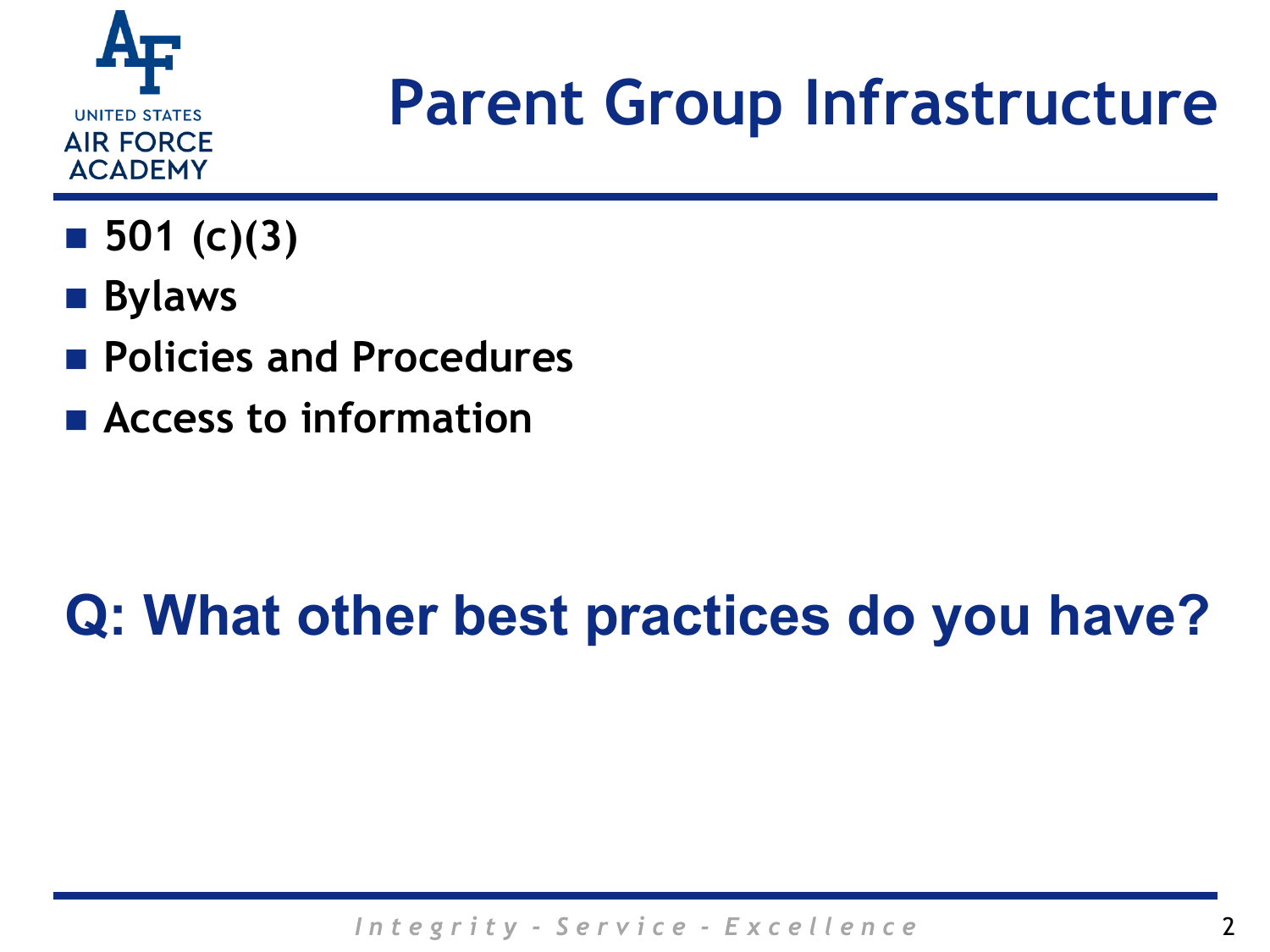# Parent Group Infrastructure

- 501 (c)(3)
- Bylaws
- Policies and Procedures
- Access to information

## Q: What other best practices do you have?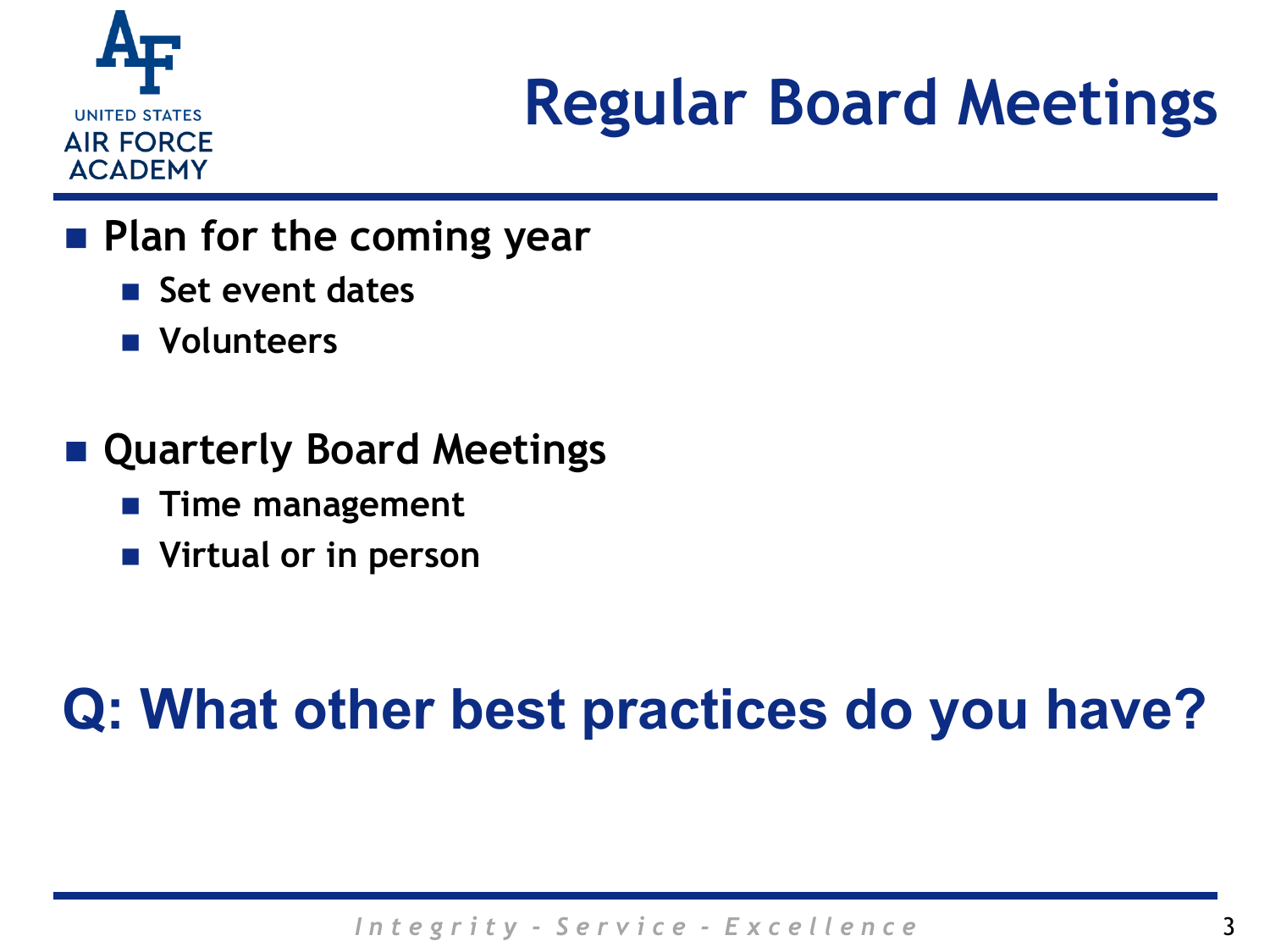# Regular Board Meetings

- **Plan for the coming year**
  - **Set event dates**
  - **Volunteers**

- **Quarterly Board Meetings**
  - **Time management**
  - **Virtual or in person**

## Q: What other best practices do you have?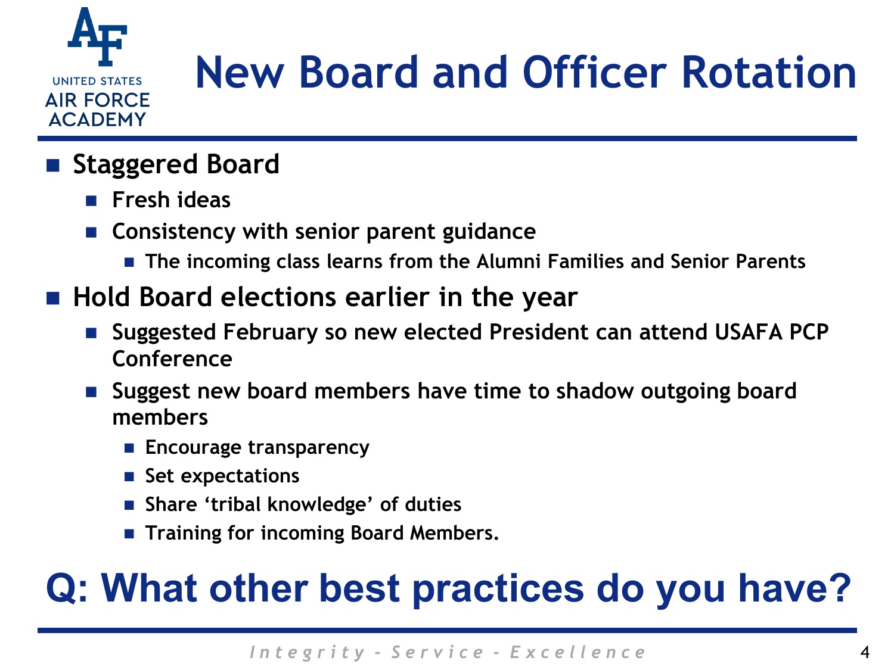# New Board and Officer Rotation

- **Staggered Board**
  - **Fresh ideas**
  - **Consistency with senior parent guidance**
    - **The incoming class learns from the Alumni Families and Senior Parents**
- **Hold Board elections earlier in the year**
  - **Suggested February so new elected President can attend USAFA PCP Conference**
  - **Suggest new board members have time to shadow outgoing board members**
    - **Encourage transparency**
    - **Set expectations**
    - **Share 'tribal knowledge' of duties**
    - **Training for incoming Board Members.**

## Q: What other best practices do you have?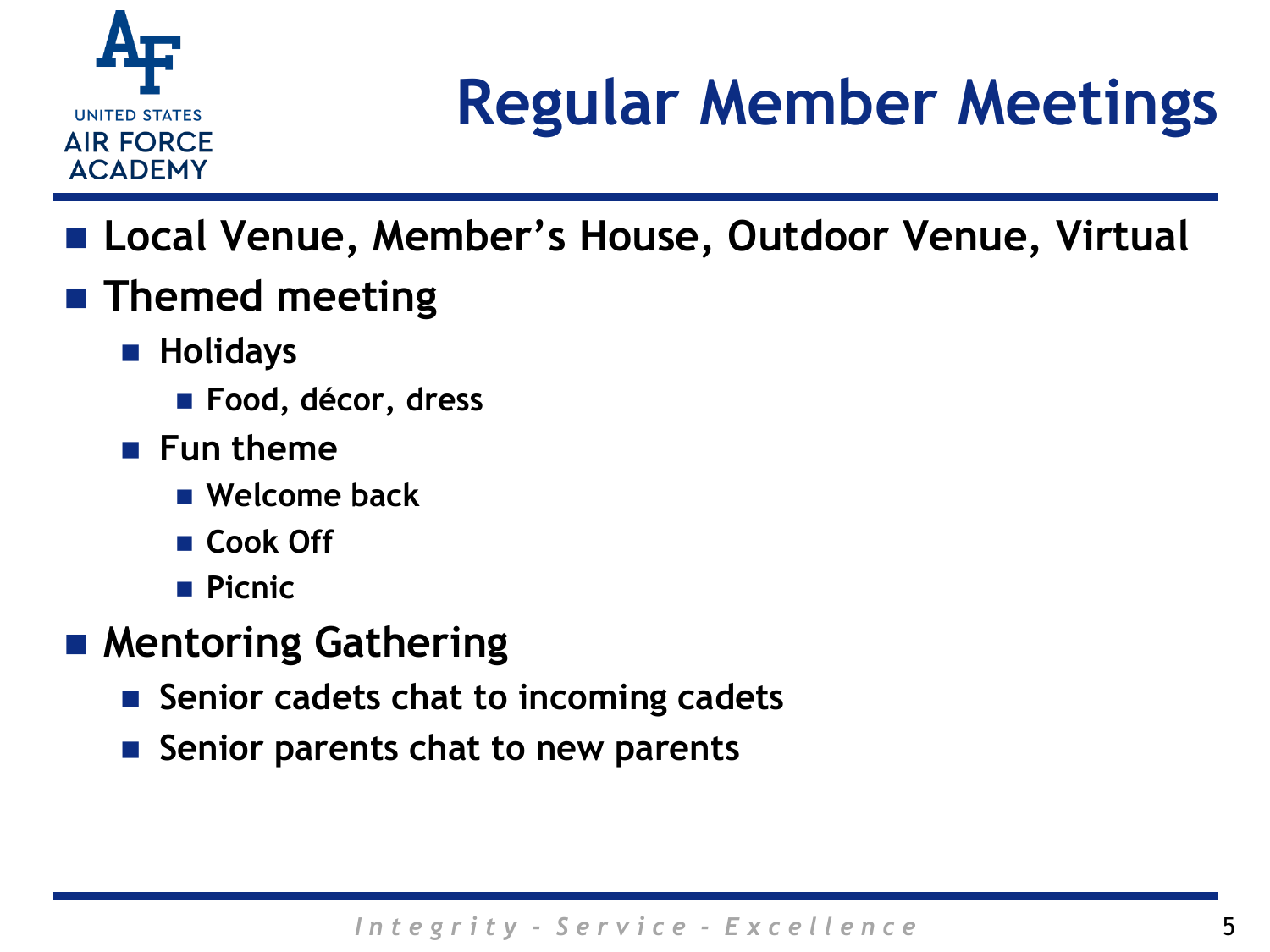# Regular Member Meetings

- Local Venue, Member's House, Outdoor Venue, Virtual
- Themed meeting
  - Holidays
    - Food, décor, dress
  - Fun theme
    - Welcome back
    - Cook Off
    - Picnic
- Mentoring Gathering
  - Senior cadets chat to incoming cadets
  - Senior parents chat to new parents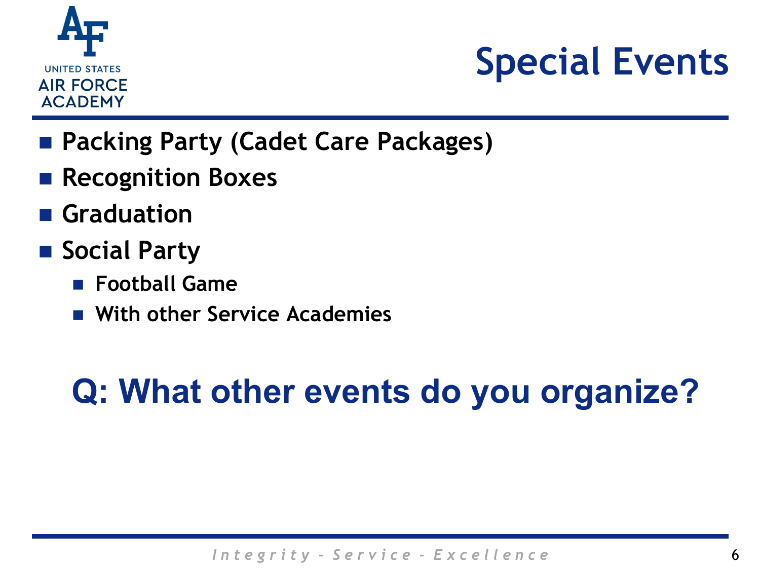# Special Events

- Packing Party (Cadet Care Packages)
- Recognition Boxes
- Graduation
- Social Party
  - Football Game
  - With other Service Academies

**Q: What other events do you organize?**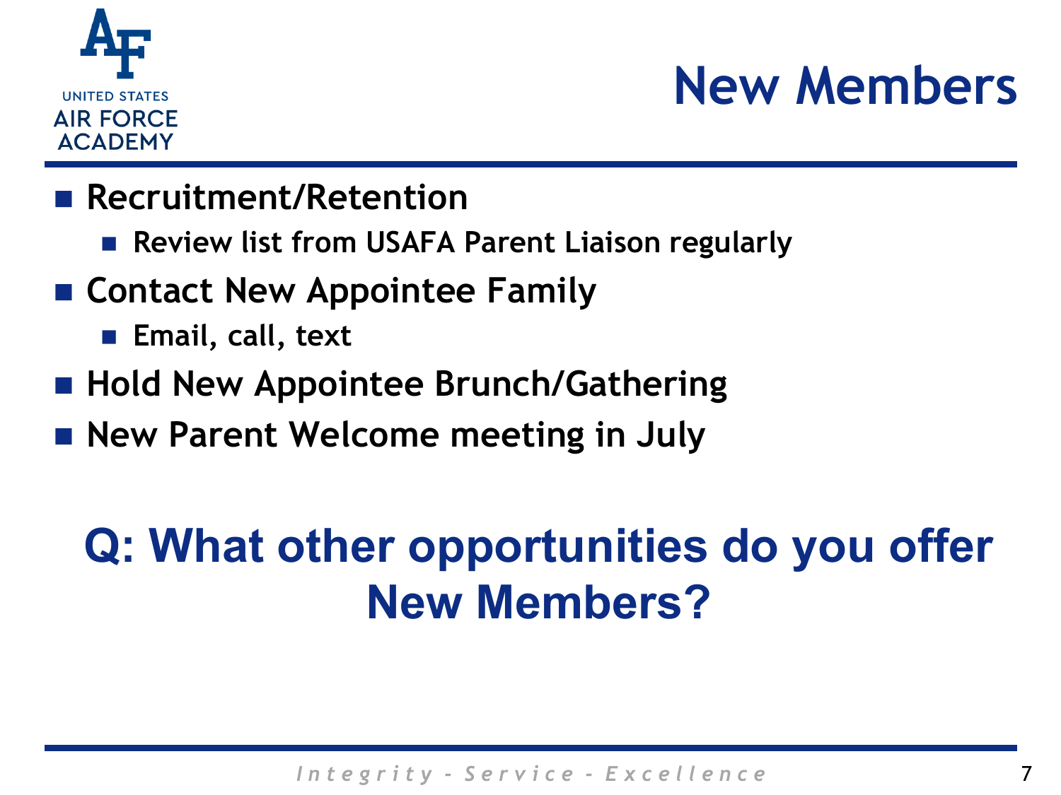# New Members

- Recruitment/Retention
  - Review list from USAFA Parent Liaison regularly
- Contact New Appointee Family
  - Email, call, text
- Hold New Appointee Brunch/Gathering
- New Parent Welcome meeting in July

**Q: What other opportunities do you offer New Members?**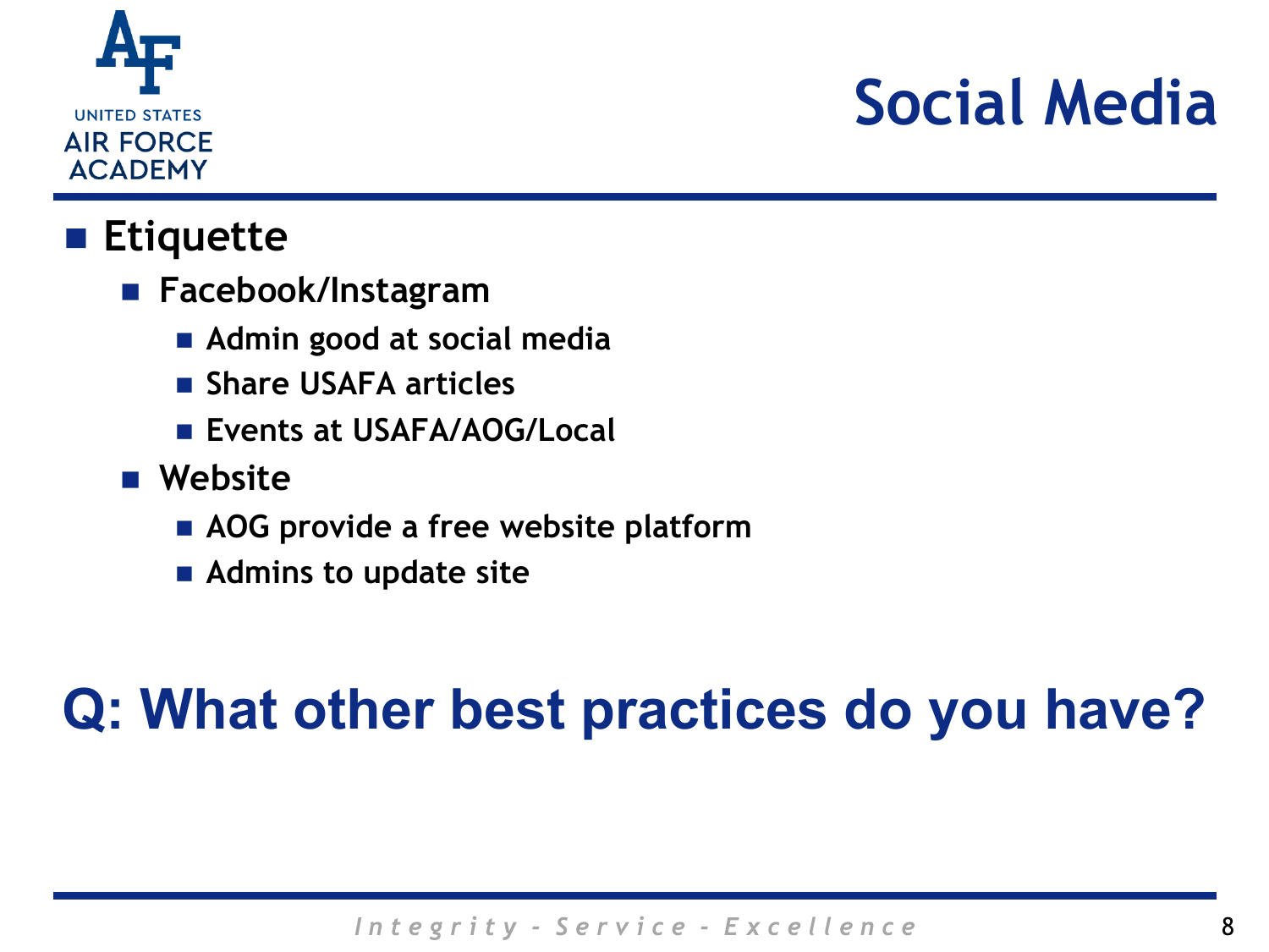# Social Media

- **Etiquette**
  - **Facebook/Instagram**
    - **Admin good at social media**
    - **Share USAFA articles**
    - **Events at USAFA/AOG/Local**
  - **Website**
    - **AOG provide a free website platform**
    - **Admins to update site**

## Q: What other best practices do you have?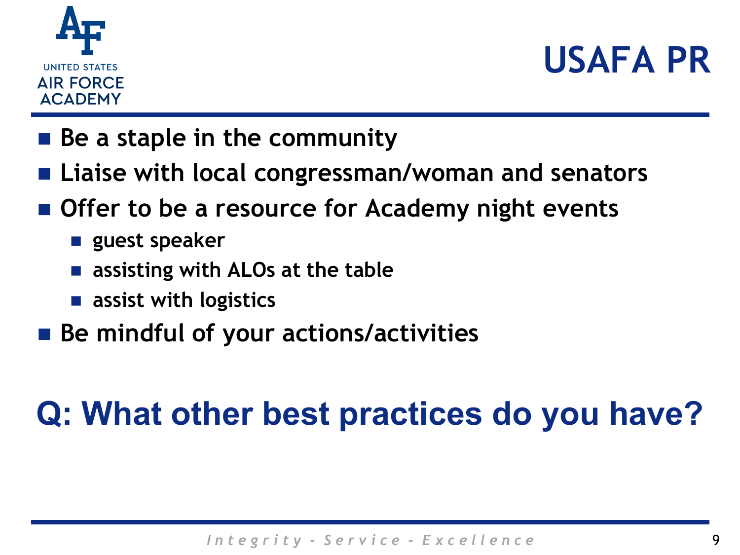# USAFA PR

- Be a staple in the community
- Liaise with local congressman/woman and senators
- Offer to be a resource for Academy night events
  - guest speaker
  - assisting with ALOs at the table
  - assist with logistics
- Be mindful of your actions/activities

## Q: What other best practices do you have?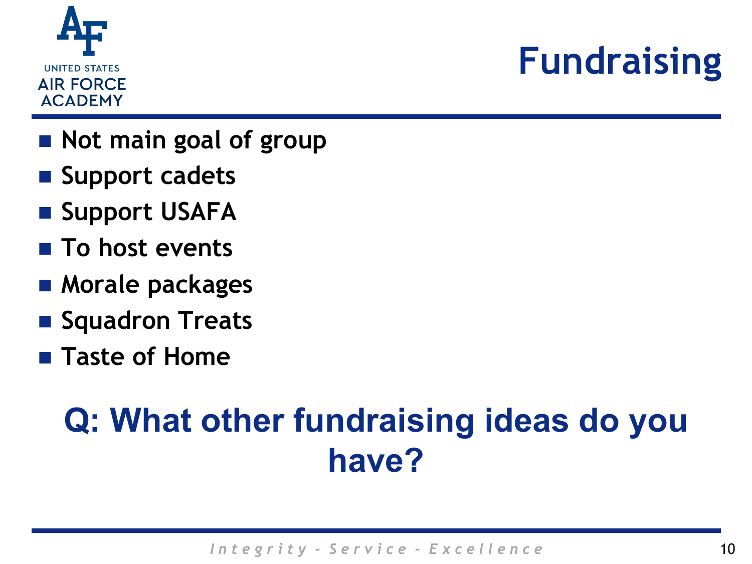# Fundraising

- Not main goal of group
- Support cadets
- Support USAFA
- To host events
- Morale packages
- Squadron Treats
- Taste of Home

**Q: What other fundraising ideas do you have?**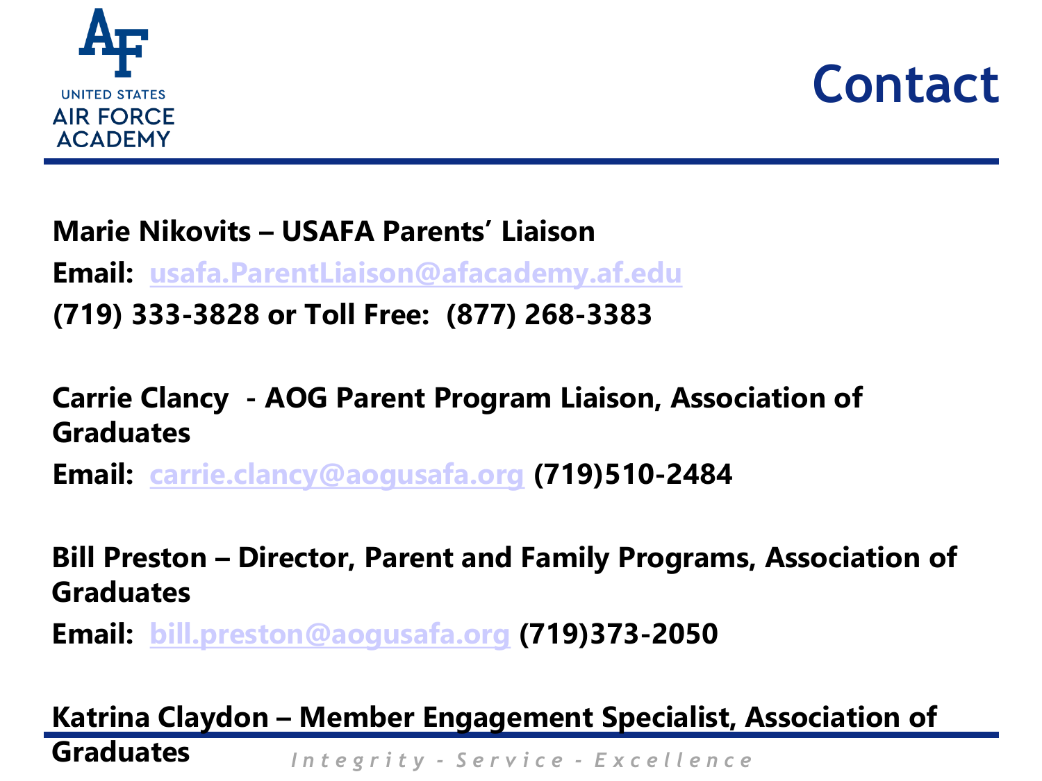# Contact

**Marie Nikovits – USAFA Parents' Liaison**

**Email: usafa.ParentLiaison@afacademy.af.edu**

**(719) 333-3828 or Toll Free: (877) 268-3383**

**Carrie Clancy - AOG Parent Program Liaison, Association of Graduates**

**Email: carrie.clancy@aogusafa.org (719)510-2484**

**Bill Preston – Director, Parent and Family Programs, Association of Graduates**

**Email: bill.preston@aogusafa.org (719)373-2050**

**Katrina Claydon – Member Engagement Specialist, Association of Graduates**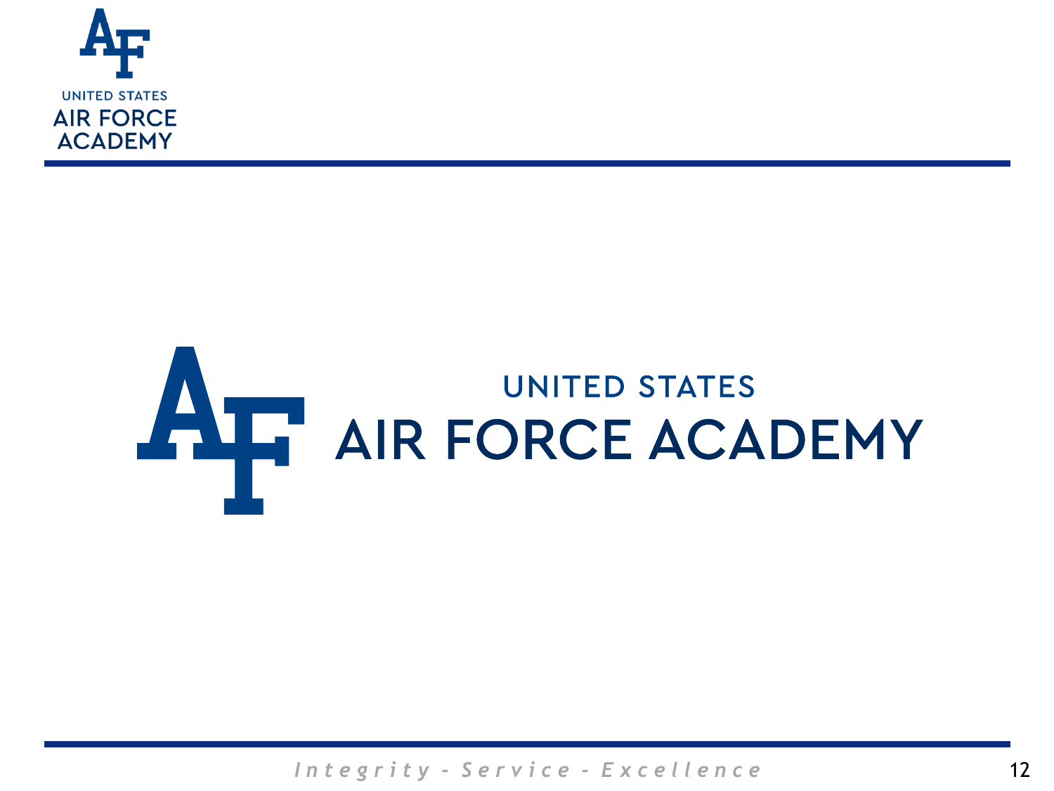UNITED STATES
AIR FORCE ACADEMY